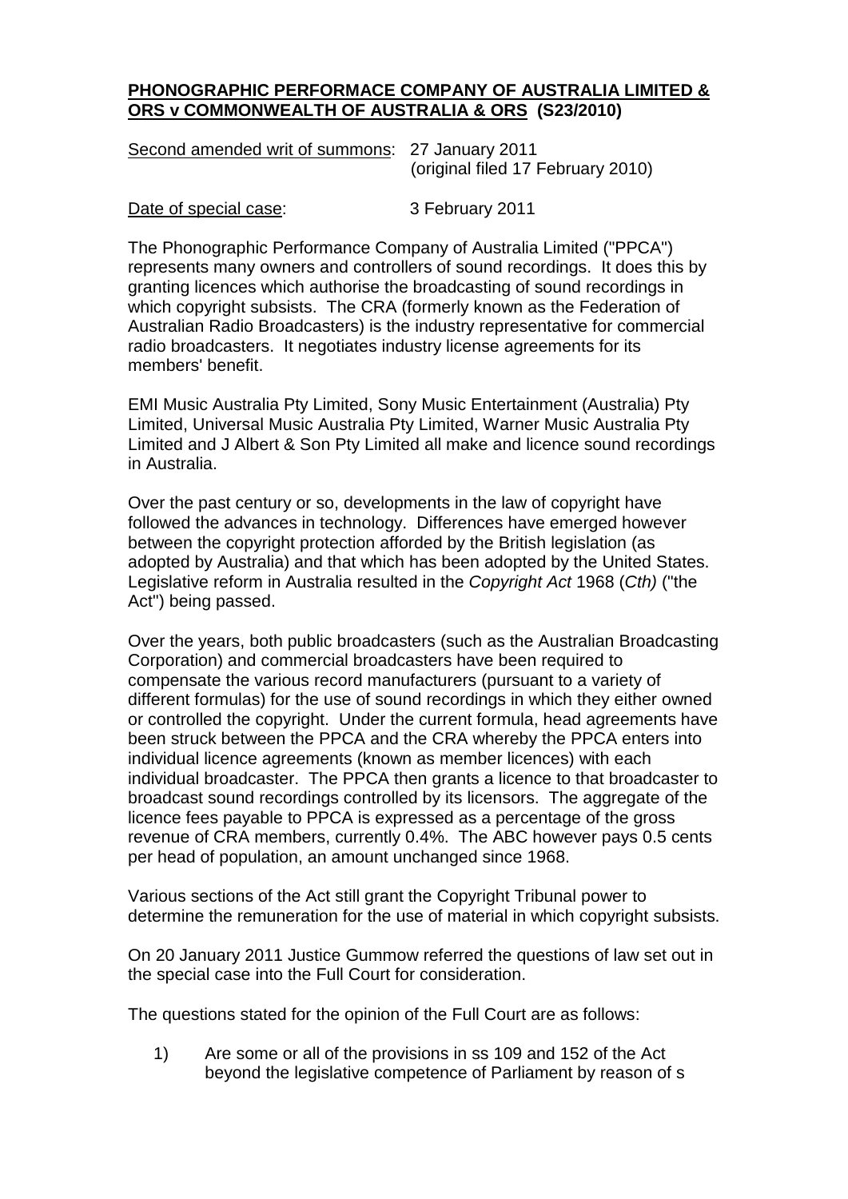**PHONOGRAPHIC PERFORMACE COMPANY OF AUSTRALIA LIMITED & ORS v COMMONWEALTH OF AUSTRALIA & ORS (S23/2010)**

Second amended writ of summons: 27 January 2011 (original filed 17 February 2010)

Date of special case: 3 February 2011

The Phonographic Performance Company of Australia Limited ("PPCA") represents many owners and controllers of sound recordings. It does this by granting licences which authorise the broadcasting of sound recordings in which copyright subsists. The CRA (formerly known as the Federation of Australian Radio Broadcasters) is the industry representative for commercial radio broadcasters. It negotiates industry license agreements for its members' benefit.

EMI Music Australia Pty Limited, Sony Music Entertainment (Australia) Pty Limited, Universal Music Australia Pty Limited, Warner Music Australia Pty Limited and J Albert & Son Pty Limited all make and licence sound recordings in Australia.

Over the past century or so, developments in the law of copyright have followed the advances in technology. Differences have emerged however between the copyright protection afforded by the British legislation (as adopted by Australia) and that which has been adopted by the United States. Legislative reform in Australia resulted in the *Copyright Act* 1968 (*Cth)* ("the Act") being passed.

Over the years, both public broadcasters (such as the Australian Broadcasting Corporation) and commercial broadcasters have been required to compensate the various record manufacturers (pursuant to a variety of different formulas) for the use of sound recordings in which they either owned or controlled the copyright. Under the current formula, head agreements have been struck between the PPCA and the CRA whereby the PPCA enters into individual licence agreements (known as member licences) with each individual broadcaster. The PPCA then grants a licence to that broadcaster to broadcast sound recordings controlled by its licensors. The aggregate of the licence fees payable to PPCA is expressed as a percentage of the gross revenue of CRA members, currently 0.4%. The ABC however pays 0.5 cents per head of population, an amount unchanged since 1968.

Various sections of the Act still grant the Copyright Tribunal power to determine the remuneration for the use of material in which copyright subsists.

On 20 January 2011 Justice Gummow referred the questions of law set out in the special case into the Full Court for consideration.

The questions stated for the opinion of the Full Court are as follows:

1) Are some or all of the provisions in ss 109 and 152 of the Act beyond the legislative competence of Parliament by reason of s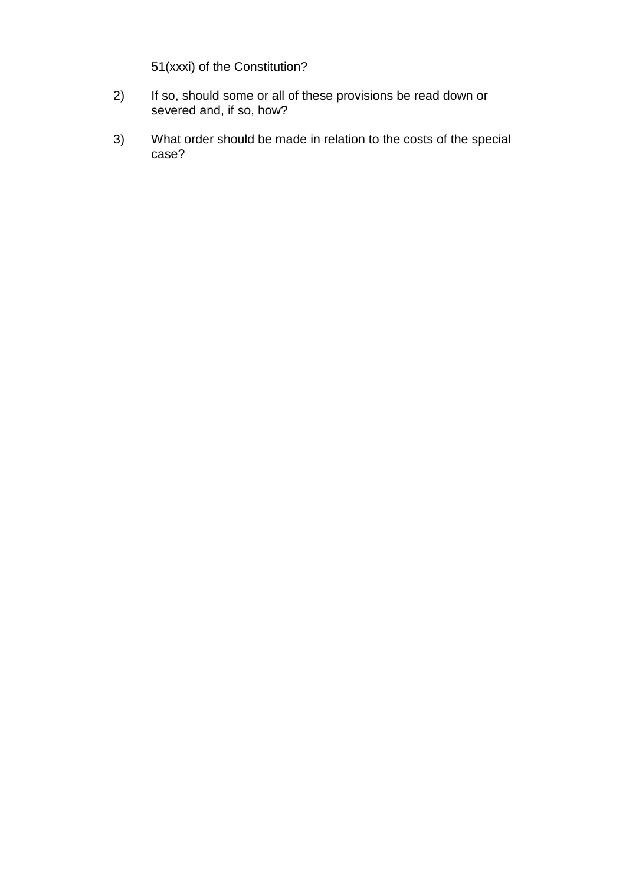51(xxxi) of the Constitution?

2) If so, should some or all of these provisions be read down or severed and, if so, how?

3) What order should be made in relation to the costs of the special case?